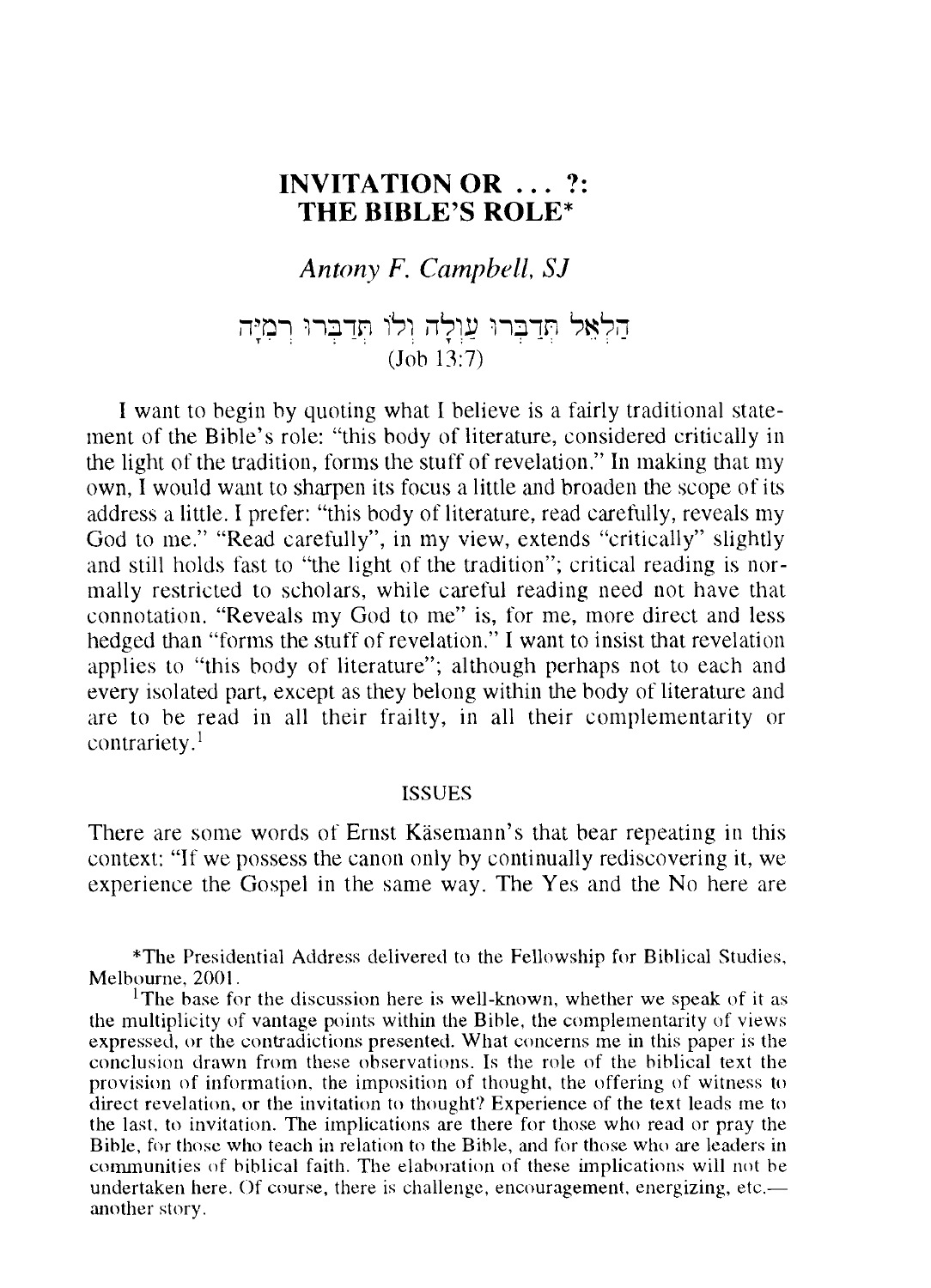# INVITATION OR . . . ?: THE BIBLE'S ROLE*

*Antony F. Campbell, SJ*

הַלְאֵל תְּדַבְּרוּ עַוְלָה וְלוֹ תְּדַבְּרוּ רְמִיָּה
(Job 13:7)

I want to begin by quoting what I believe is a fairly traditional statement of the Bible's role: "this body of literature, considered critically in the light of the tradition, forms the stuff of revelation." In making that my own, I would want to sharpen its focus a little and broaden the scope of its address a little. I prefer: "this body of literature, read carefully, reveals my God to me." "Read carefully", in my view, extends "critically" slightly and still holds fast to "the light of the tradition"; critical reading is normally restricted to scholars, while careful reading need not have that connotation. "Reveals my God to me" is, for me, more direct and less hedged than "forms the stuff of revelation." I want to insist that revelation applies to "this body of literature"; although perhaps not to each and every isolated part, except as they belong within the body of literature and are to be read in all their frailty, in all their complementarity or contrariety.[1]

## ISSUES

There are some words of Ernst Käsemann's that bear repeating in this context: "If we possess the canon only by continually rediscovering it, we experience the Gospel in the same way. The Yes and the No here are

*The Presidential Address delivered to the Fellowship for Biblical Studies, Melbourne, 2001.

[1]The base for the discussion here is well-known, whether we speak of it as the multiplicity of vantage points within the Bible, the complementarity of views expressed, or the contradictions presented. What concerns me in this paper is the conclusion drawn from these observations. Is the role of the biblical text the provision of information, the imposition of thought, the offering of witness to direct revelation, or the invitation to thought? Experience of the text leads me to the last, to invitation. The implications are there for those who read or pray the Bible, for those who teach in relation to the Bible, and for those who are leaders in communities of biblical faith. The elaboration of these implications will not be undertaken here. Of course, there is challenge, encouragement, energizing, etc.—another story.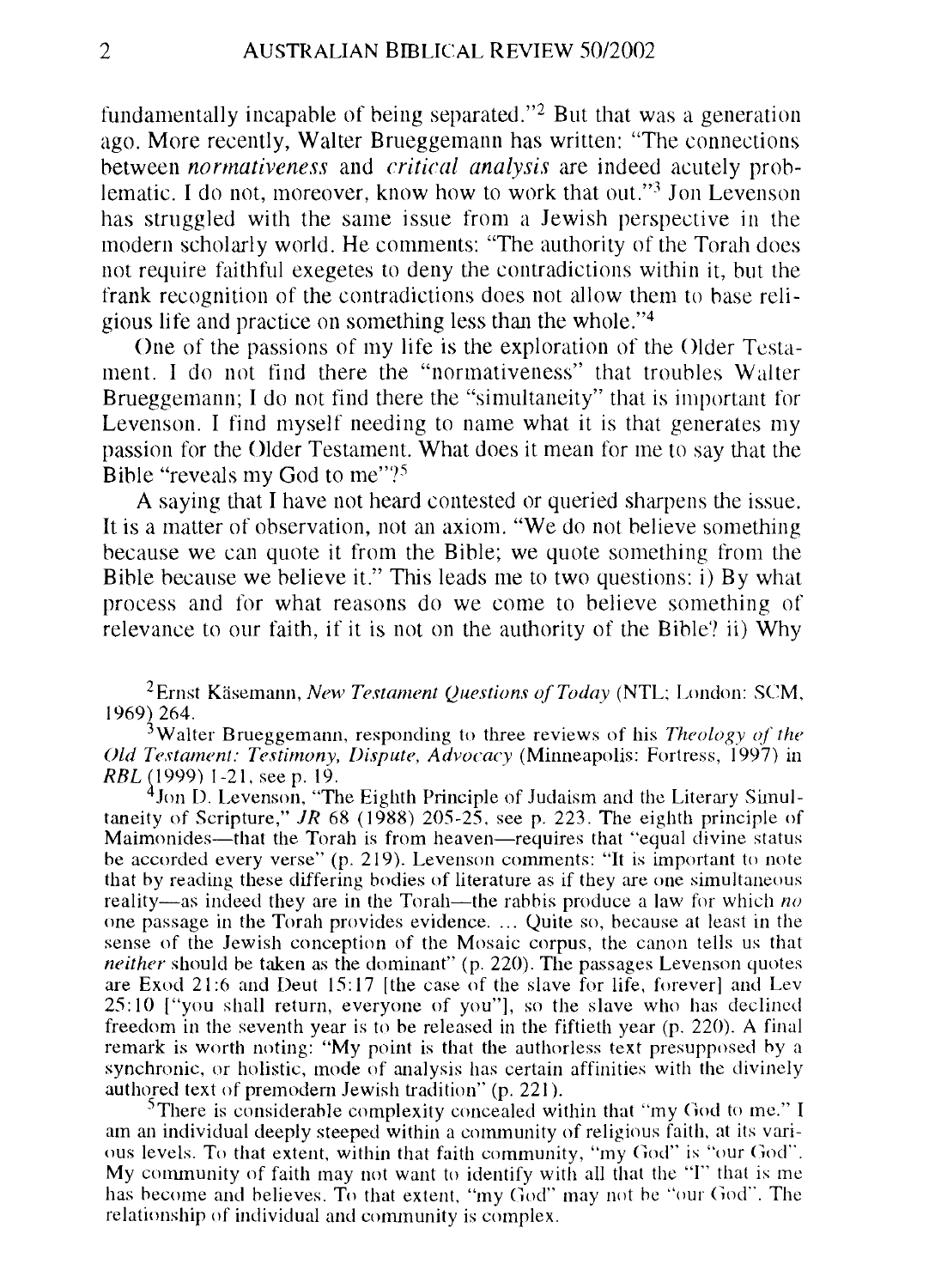fundamentally incapable of being separated."[2] But that was a generation ago. More recently, Walter Brueggemann has written: "The connections between *normativeness* and *critical analysis* are indeed acutely problematic. I do not, moreover, know how to work that out."[3] Jon Levenson has struggled with the same issue from a Jewish perspective in the modern scholarly world. He comments: "The authority of the Torah does not require faithful exegetes to deny the contradictions within it, but the frank recognition of the contradictions does not allow them to base religious life and practice on something less than the whole."[4]

One of the passions of my life is the exploration of the Older Testament. I do not find there the "normativeness" that troubles Walter Brueggemann; I do not find there the "simultaneity" that is important for Levenson. I find myself needing to name what it is that generates my passion for the Older Testament. What does it mean for me to say that the Bible "reveals my God to me"?[5]

A saying that I have not heard contested or queried sharpens the issue. It is a matter of observation, not an axiom. "We do not believe something because we can quote it from the Bible; we quote something from the Bible because we believe it." This leads me to two questions: i) By what process and for what reasons do we come to believe something of relevance to our faith, if it is not on the authority of the Bible? ii) Why

---

[2] Ernst Käsemann, *New Testament Questions of Today* (NTL; London: SCM, 1969) 264.

[3] Walter Brueggemann, responding to three reviews of his *Theology of the Old Testament: Testimony, Dispute, Advocacy* (Minneapolis: Fortress, 1997) in *RBL* (1999) 1-21, see p. 19.

[4] Jon D. Levenson, "The Eighth Principle of Judaism and the Literary Simultaneity of Scripture," *JR* 68 (1988) 205-25, see p. 223. The eighth principle of Maimonides—that the Torah is from heaven—requires that "equal divine status be accorded every verse" (p. 219). Levenson comments: "It is important to note that by reading these differing bodies of literature as if they are one simultaneous reality—as indeed they are in the Torah—the rabbis produce a law for which *no* one passage in the Torah provides evidence. ... Quite so, because at least in the sense of the Jewish conception of the Mosaic corpus, the canon tells us that *neither* should be taken as the dominant" (p. 220). The passages Levenson quotes are Exod 21:6 and Deut 15:17 [the case of the slave for life, forever] and Lev 25:10 ["you shall return, everyone of you"], so the slave who has declined freedom in the seventh year is to be released in the fiftieth year (p. 220). A final remark is worth noting: "My point is that the authorless text presupposed by a synchronic, or holistic, mode of analysis has certain affinities with the divinely authored text of premodern Jewish tradition" (p. 221).

[5] There is considerable complexity concealed within that "my God to me." I am an individual deeply steeped within a community of religious faith, at its various levels. To that extent, within that faith community, "my God" is "our God". My community of faith may not want to identify with all that the "I" that is me has become and believes. To that extent, "my God" may not be "our God". The relationship of individual and community is complex.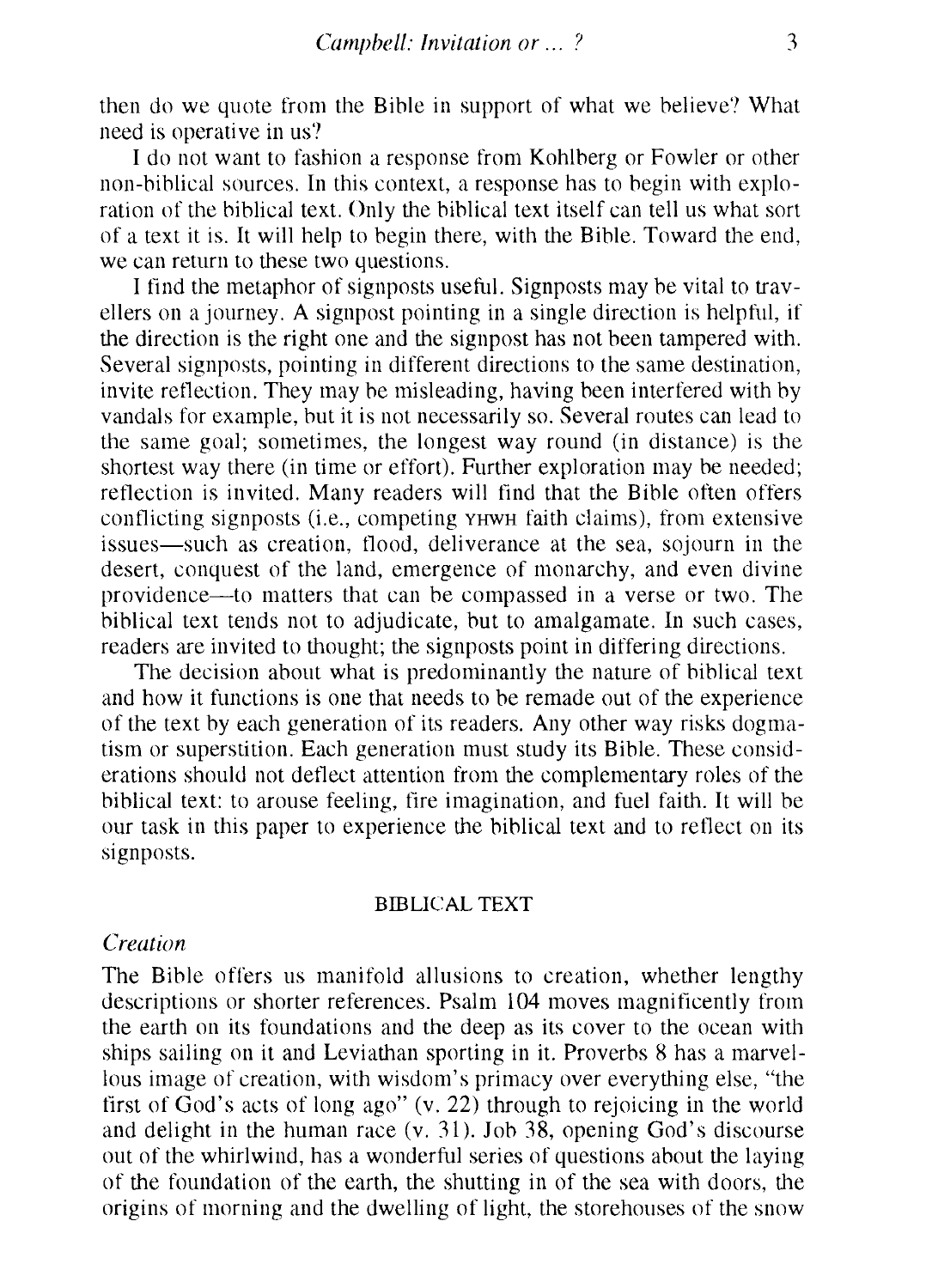then do we quote from the Bible in support of what we believe? What need is operative in us?

I do not want to fashion a response from Kohlberg or Fowler or other non-biblical sources. In this context, a response has to begin with exploration of the biblical text. Only the biblical text itself can tell us what sort of a text it is. It will help to begin there, with the Bible. Toward the end, we can return to these two questions.

I find the metaphor of signposts useful. Signposts may be vital to travellers on a journey. A signpost pointing in a single direction is helpful, if the direction is the right one and the signpost has not been tampered with. Several signposts, pointing in different directions to the same destination, invite reflection. They may be misleading, having been interfered with by vandals for example, but it is not necessarily so. Several routes can lead to the same goal; sometimes, the longest way round (in distance) is the shortest way there (in time or effort). Further exploration may be needed; reflection is invited. Many readers will find that the Bible often offers conflicting signposts (i.e., competing YHWH faith claims), from extensive issues—such as creation, flood, deliverance at the sea, sojourn in the desert, conquest of the land, emergence of monarchy, and even divine providence—to matters that can be compassed in a verse or two. The biblical text tends not to adjudicate, but to amalgamate. In such cases, readers are invited to thought; the signposts point in differing directions.

The decision about what is predominantly the nature of biblical text and how it functions is one that needs to be remade out of the experience of the text by each generation of its readers. Any other way risks dogmatism or superstition. Each generation must study its Bible. These considerations should not deflect attention from the complementary roles of the biblical text: to arouse feeling, fire imagination, and fuel faith. It will be our task in this paper to experience the biblical text and to reflect on its signposts.

## BIBLICAL TEXT

### *Creation*

The Bible offers us manifold allusions to creation, whether lengthy descriptions or shorter references. Psalm 104 moves magnificently from the earth on its foundations and the deep as its cover to the ocean with ships sailing on it and Leviathan sporting in it. Proverbs 8 has a marvellous image of creation, with wisdom's primacy over everything else, "the first of God's acts of long ago" (v. 22) through to rejoicing in the world and delight in the human race (v. 31). Job 38, opening God's discourse out of the whirlwind, has a wonderful series of questions about the laying of the foundation of the earth, the shutting in of the sea with doors, the origins of morning and the dwelling of light, the storehouses of the snow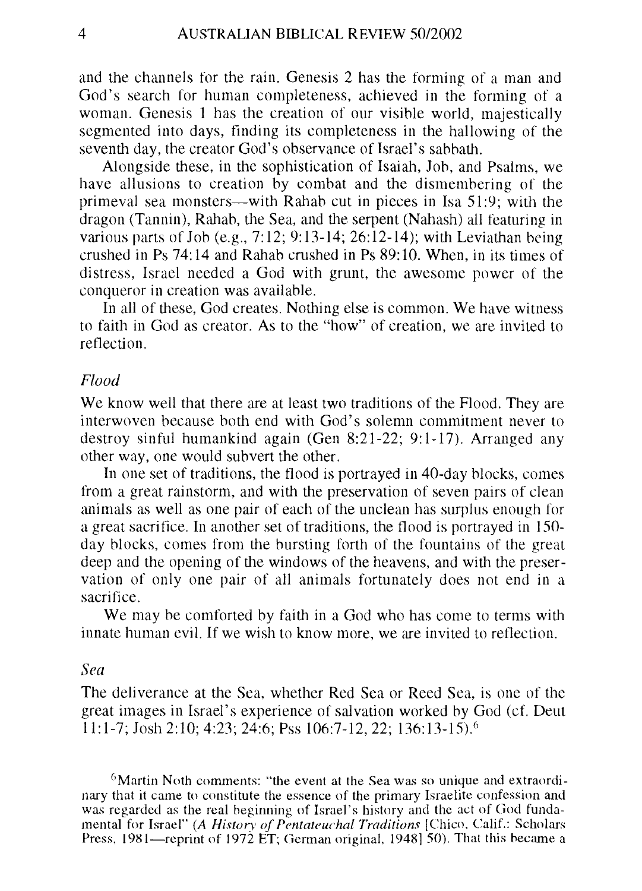and the channels for the rain. Genesis 2 has the forming of a man and God's search for human completeness, achieved in the forming of a woman. Genesis 1 has the creation of our visible world, majestically segmented into days, finding its completeness in the hallowing of the seventh day, the creator God's observance of Israel's sabbath.

Alongside these, in the sophistication of Isaiah, Job, and Psalms, we have allusions to creation by combat and the dismembering of the primeval sea monsters—with Rahab cut in pieces in Isa 51:9; with the dragon (Tannin), Rahab, the Sea, and the serpent (Nahash) all featuring in various parts of Job (e.g., 7:12; 9:13-14; 26:12-14); with Leviathan being crushed in Ps 74:14 and Rahab crushed in Ps 89:10. When, in its times of distress, Israel needed a God with grunt, the awesome power of the conqueror in creation was available.

In all of these, God creates. Nothing else is common. We have witness to faith in God as creator. As to the "how" of creation, we are invited to reflection.

### *Flood*

We know well that there are at least two traditions of the Flood. They are interwoven because both end with God's solemn commitment never to destroy sinful humankind again (Gen 8:21-22; 9:1-17). Arranged any other way, one would subvert the other.

In one set of traditions, the flood is portrayed in 40-day blocks, comes from a great rainstorm, and with the preservation of seven pairs of clean animals as well as one pair of each of the unclean has surplus enough for a great sacrifice. In another set of traditions, the flood is portrayed in 150-day blocks, comes from the bursting forth of the fountains of the great deep and the opening of the windows of the heavens, and with the preservation of only one pair of all animals fortunately does not end in a sacrifice.

We may be comforted by faith in a God who has come to terms with innate human evil. If we wish to know more, we are invited to reflection.

### *Sea*

The deliverance at the Sea, whether Red Sea or Reed Sea, is one of the great images in Israel's experience of salvation worked by God (cf. Deut 11:1-7; Josh 2:10; 4:23; 24:6; Pss 106:7-12, 22; 136:13-15).[6]

[6]Martin Noth comments: "the event at the Sea was so unique and extraordinary that it came to constitute the essence of the primary Israelite confession and was regarded as the real beginning of Israel's history and the act of God fundamental for Israel" (*A History of Pentateuchal Traditions* [Chico, Calif.: Scholars Press, 1981—reprint of 1972 ET; German original, 1948] 50). That this became a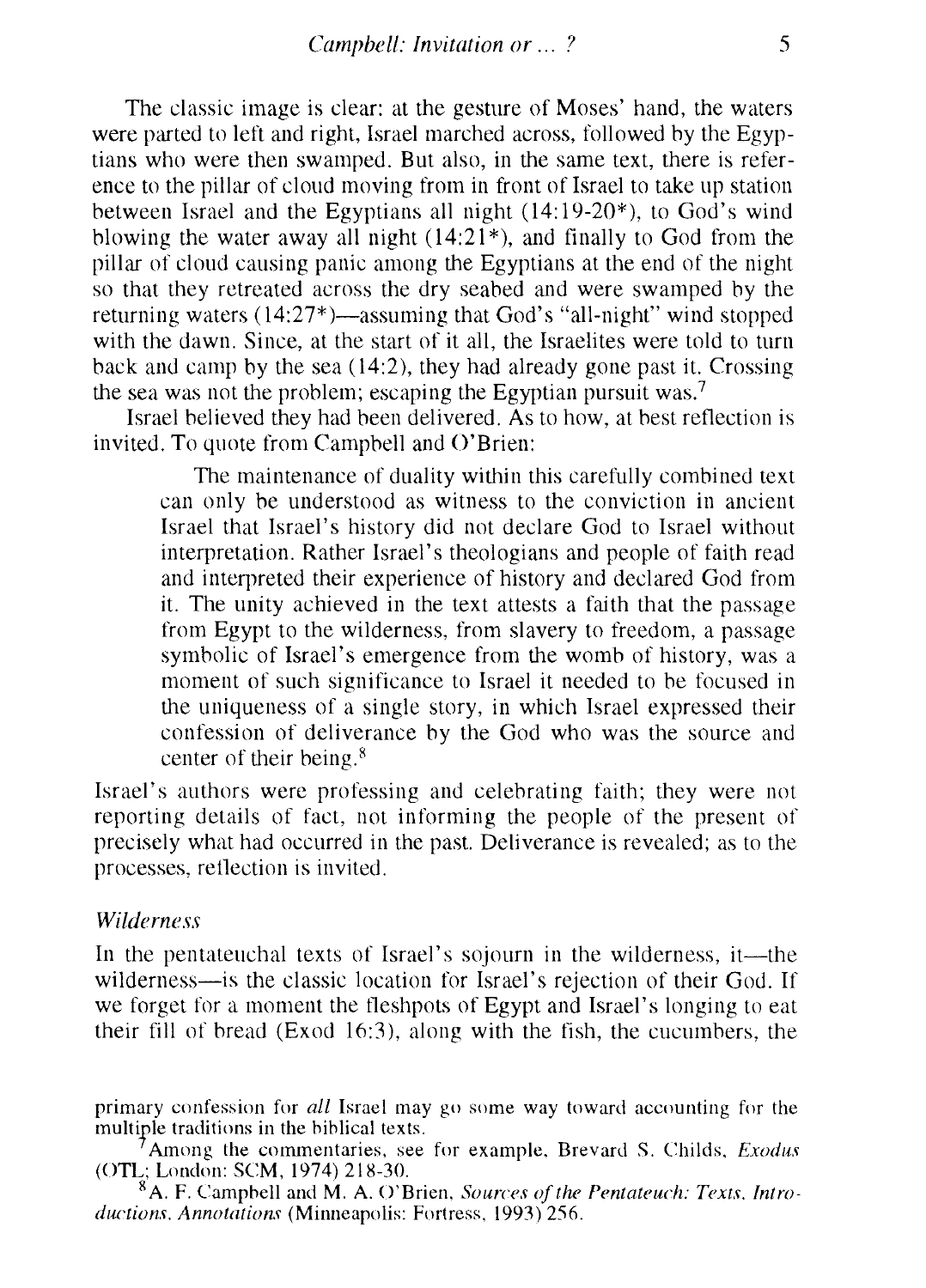The classic image is clear: at the gesture of Moses' hand, the waters were parted to left and right, Israel marched across, followed by the Egyptians who were then swamped. But also, in the same text, there is reference to the pillar of cloud moving from in front of Israel to take up station between Israel and the Egyptians all night (14:19-20*), to God's wind blowing the water away all night (14:21*), and finally to God from the pillar of cloud causing panic among the Egyptians at the end of the night so that they retreated across the dry seabed and were swamped by the returning waters (14:27*)—assuming that God's "all-night" wind stopped with the dawn. Since, at the start of it all, the Israelites were told to turn back and camp by the sea (14:2), they had already gone past it. Crossing the sea was not the problem; escaping the Egyptian pursuit was.[7]

Israel believed they had been delivered. As to how, at best reflection is invited. To quote from Campbell and O'Brien:

> The maintenance of duality within this carefully combined text can only be understood as witness to the conviction in ancient Israel that Israel's history did not declare God to Israel without interpretation. Rather Israel's theologians and people of faith read and interpreted their experience of history and declared God from it. The unity achieved in the text attests a faith that the passage from Egypt to the wilderness, from slavery to freedom, a passage symbolic of Israel's emergence from the womb of history, was a moment of such significance to Israel it needed to be focused in the uniqueness of a single story, in which Israel expressed their confession of deliverance by the God who was the source and center of their being.[8]

Israel's authors were professing and celebrating faith; they were not reporting details of fact, not informing the people of the present of precisely what had occurred in the past. Deliverance is revealed; as to the processes, reflection is invited.

### *Wilderness*

In the pentateuchal texts of Israel's sojourn in the wilderness, it—the wilderness—is the classic location for Israel's rejection of their God. If we forget for a moment the fleshpots of Egypt and Israel's longing to eat their fill of bread (Exod 16:3), along with the fish, the cucumbers, the

---

primary confession for *all* Israel may go some way toward accounting for the multiple traditions in the biblical texts.

[7] Among the commentaries, see for example, Brevard S. Childs, *Exodus* (OTL; London: SCM, 1974) 218-30.

[8] A. F. Campbell and M. A. O'Brien, *Sources of the Pentateuch: Texts, Introductions, Annotations* (Minneapolis: Fortress, 1993) 256.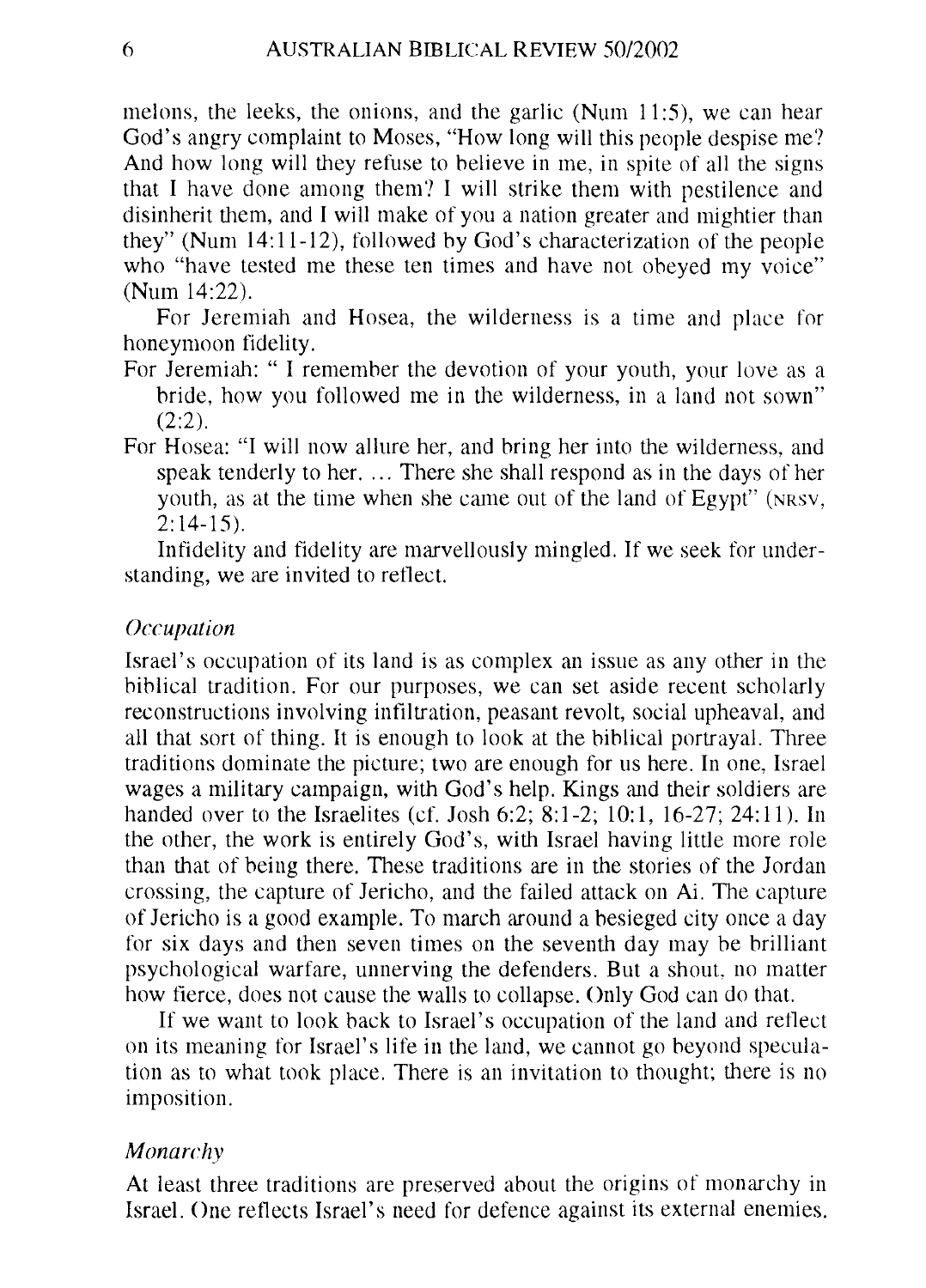melons, the leeks, the onions, and the garlic (Num 11:5), we can hear God's angry complaint to Moses, "How long will this people despise me? And how long will they refuse to believe in me, in spite of all the signs that I have done among them? I will strike them with pestilence and disinherit them, and I will make of you a nation greater and mightier than they" (Num 14:11-12), followed by God's characterization of the people who "have tested me these ten times and have not obeyed my voice" (Num 14:22).

For Jeremiah and Hosea, the wilderness is a time and place for honeymoon fidelity.

For Jeremiah: " I remember the devotion of your youth, your love as a bride, how you followed me in the wilderness, in a land not sown" (2:2).

For Hosea: "I will now allure her, and bring her into the wilderness, and speak tenderly to her. ... There she shall respond as in the days of her youth, as at the time when she came out of the land of Egypt" (NRSV, 2:14-15).

Infidelity and fidelity are marvellously mingled. If we seek for understanding, we are invited to reflect.

### *Occupation*

Israel's occupation of its land is as complex an issue as any other in the biblical tradition. For our purposes, we can set aside recent scholarly reconstructions involving infiltration, peasant revolt, social upheaval, and all that sort of thing. It is enough to look at the biblical portrayal. Three traditions dominate the picture; two are enough for us here. In one, Israel wages a military campaign, with God's help. Kings and their soldiers are handed over to the Israelites (cf. Josh 6:2; 8:1-2; 10:1, 16-27; 24:11). In the other, the work is entirely God's, with Israel having little more role than that of being there. These traditions are in the stories of the Jordan crossing, the capture of Jericho, and the failed attack on Ai. The capture of Jericho is a good example. To march around a besieged city once a day for six days and then seven times on the seventh day may be brilliant psychological warfare, unnerving the defenders. But a shout, no matter how fierce, does not cause the walls to collapse. Only God can do that.

If we want to look back to Israel's occupation of the land and reflect on its meaning for Israel's life in the land, we cannot go beyond speculation as to what took place. There is an invitation to thought; there is no imposition.

### *Monarchy*

At least three traditions are preserved about the origins of monarchy in Israel. One reflects Israel's need for defence against its external enemies.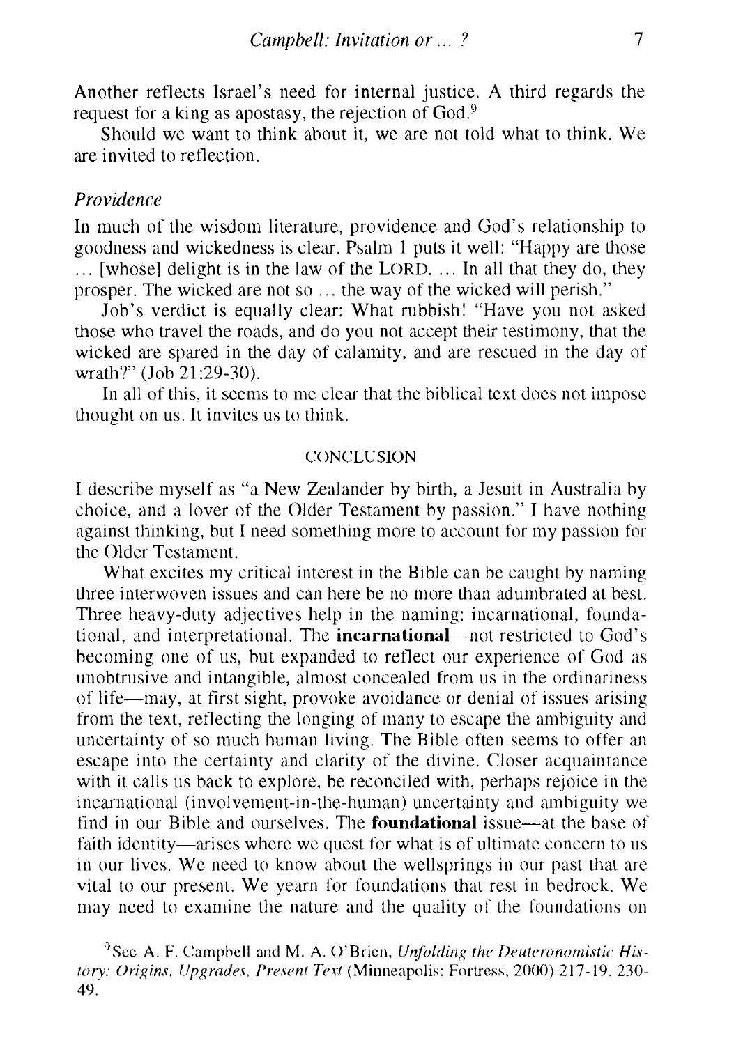Another reflects Israel's need for internal justice. A third regards the request for a king as apostasy, the rejection of God.[9]

Should we want to think about it, we are not told what to think. We are invited to reflection.

### *Providence*

In much of the wisdom literature, providence and God's relationship to goodness and wickedness is clear. Psalm 1 puts it well: "Happy are those ... [whose] delight is in the law of the LORD. ... In all that they do, they prosper. The wicked are not so ... the way of the wicked will perish."

Job's verdict is equally clear: What rubbish! "Have you not asked those who travel the roads, and do you not accept their testimony, that the wicked are spared in the day of calamity, and are rescued in the day of wrath?" (Job 21:29-30).

In all of this, it seems to me clear that the biblical text does not impose thought on us. It invites us to think.

## CONCLUSION

I describe myself as "a New Zealander by birth, a Jesuit in Australia by choice, and a lover of the Older Testament by passion." I have nothing against thinking, but I need something more to account for my passion for the Older Testament.

What excites my critical interest in the Bible can be caught by naming three interwoven issues and can here be no more than adumbrated at best. Three heavy-duty adjectives help in the naming: incarnational, foundational, and interpretational. The **incarnational**—not restricted to God's becoming one of us, but expanded to reflect our experience of God as unobtrusive and intangible, almost concealed from us in the ordinariness of life—may, at first sight, provoke avoidance or denial of issues arising from the text, reflecting the longing of many to escape the ambiguity and uncertainty of so much human living. The Bible often seems to offer an escape into the certainty and clarity of the divine. Closer acquaintance with it calls us back to explore, be reconciled with, perhaps rejoice in the incarnational (involvement-in-the-human) uncertainty and ambiguity we find in our Bible and ourselves. The **foundational** issue—at the base of faith identity—arises where we quest for what is of ultimate concern to us in our lives. We need to know about the wellsprings in our past that are vital to our present. We yearn for foundations that rest in bedrock. We may need to examine the nature and the quality of the foundations on

[9] See A. F. Campbell and M. A. O'Brien, *Unfolding the Deuteronomistic History: Origins, Upgrades, Present Text* (Minneapolis: Fortress, 2000) 217-19, 230-49.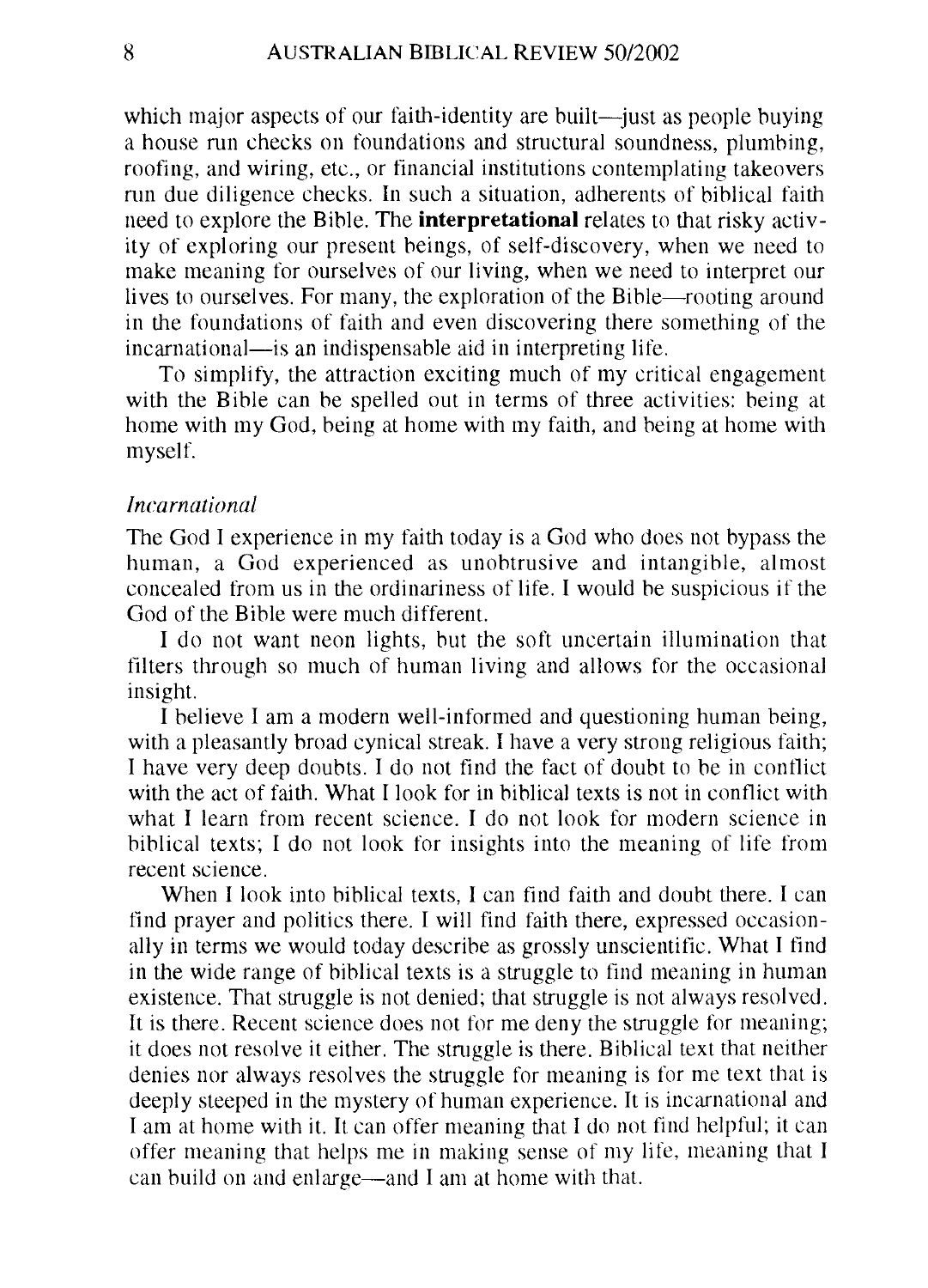which major aspects of our faith-identity are built—just as people buying a house run checks on foundations and structural soundness, plumbing, roofing, and wiring, etc., or financial institutions contemplating takeovers run due diligence checks. In such a situation, adherents of biblical faith need to explore the Bible. The **interpretational** relates to that risky activity of exploring our present beings, of self-discovery, when we need to make meaning for ourselves of our living, when we need to interpret our lives to ourselves. For many, the exploration of the Bible—rooting around in the foundations of faith and even discovering there something of the incarnational—is an indispensable aid in interpreting life.

To simplify, the attraction exciting much of my critical engagement with the Bible can be spelled out in terms of three activities: being at home with my God, being at home with my faith, and being at home with myself.

### *Incarnational*

The God I experience in my faith today is a God who does not bypass the human, a God experienced as unobtrusive and intangible, almost concealed from us in the ordinariness of life. I would be suspicious if the God of the Bible were much different.

I do not want neon lights, but the soft uncertain illumination that filters through so much of human living and allows for the occasional insight.

I believe I am a modern well-informed and questioning human being, with a pleasantly broad cynical streak. I have a very strong religious faith; I have very deep doubts. I do not find the fact of doubt to be in conflict with the act of faith. What I look for in biblical texts is not in conflict with what I learn from recent science. I do not look for modern science in biblical texts; I do not look for insights into the meaning of life from recent science.

When I look into biblical texts, I can find faith and doubt there. I can find prayer and politics there. I will find faith there, expressed occasionally in terms we would today describe as grossly unscientific. What I find in the wide range of biblical texts is a struggle to find meaning in human existence. That struggle is not denied; that struggle is not always resolved. It is there. Recent science does not for me deny the struggle for meaning; it does not resolve it either. The struggle is there. Biblical text that neither denies nor always resolves the struggle for meaning is for me text that is deeply steeped in the mystery of human experience. It is incarnational and I am at home with it. It can offer meaning that I do not find helpful; it can offer meaning that helps me in making sense of my life, meaning that I can build on and enlarge—and I am at home with that.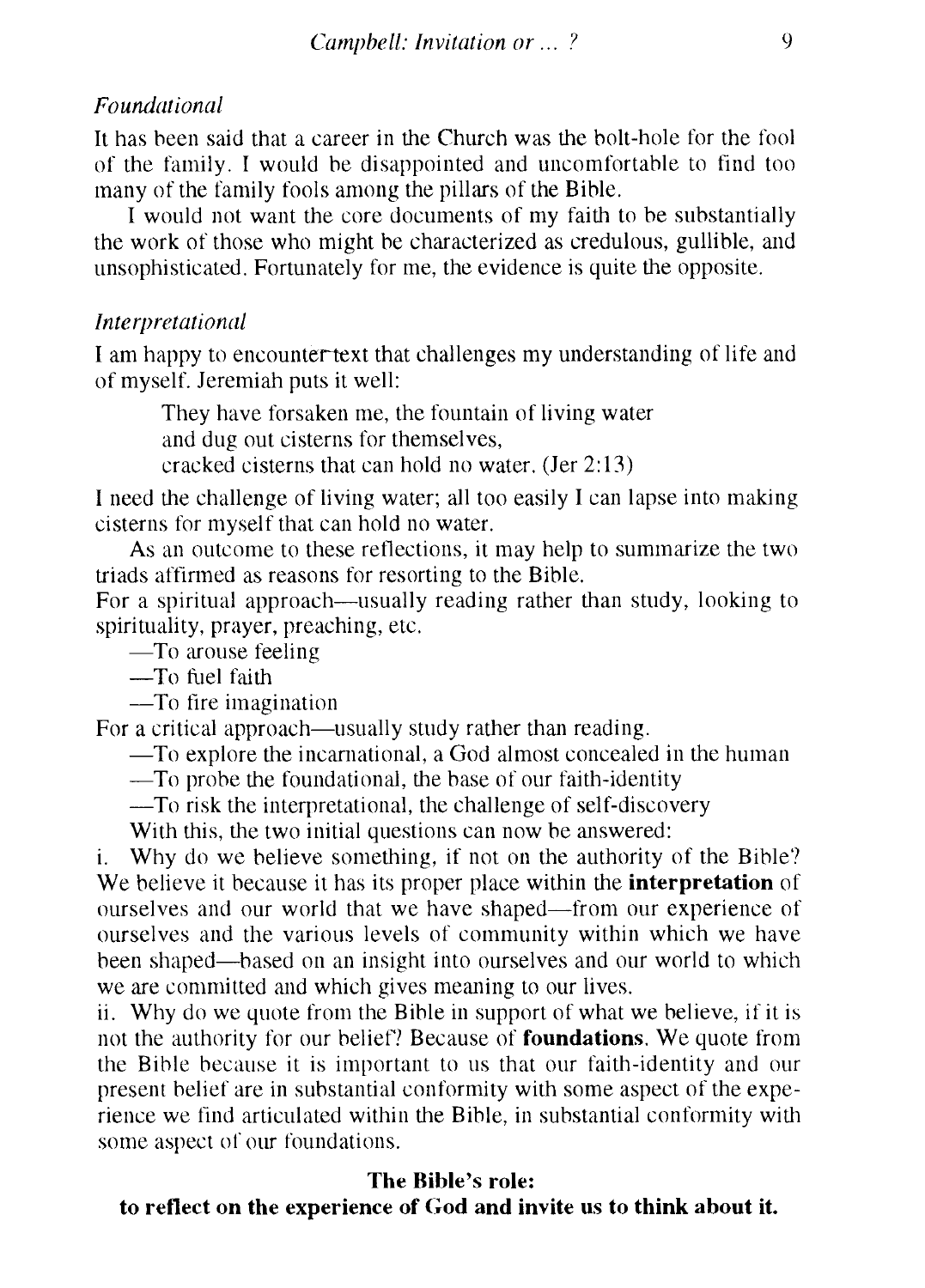*Foundational*

It has been said that a career in the Church was the bolt-hole for the fool of the family. I would be disappointed and uncomfortable to find too many of the family fools among the pillars of the Bible.

I would not want the core documents of my faith to be substantially the work of those who might be characterized as credulous, gullible, and unsophisticated. Fortunately for me, the evidence is quite the opposite.

*Interpretational*

I am happy to encounter text that challenges my understanding of life and of myself. Jeremiah puts it well:

> They have forsaken me, the fountain of living water
> and dug out cisterns for themselves,
> cracked cisterns that can hold no water. (Jer 2:13)

I need the challenge of living water; all too easily I can lapse into making cisterns for myself that can hold no water.

As an outcome to these reflections, it may help to summarize the two triads affirmed as reasons for resorting to the Bible.

For a spiritual approach—usually reading rather than study, looking to spirituality, prayer, preaching, etc.

—To arouse feeling
—To fuel faith
—To fire imagination

For a critical approach—usually study rather than reading.

—To explore the incarnational, a God almost concealed in the human
—To probe the foundational, the base of our faith-identity
—To risk the interpretational, the challenge of self-discovery

With this, the two initial questions can now be answered:

i. Why do we believe something, if not on the authority of the Bible? We believe it because it has its proper place within the **interpretation** of ourselves and our world that we have shaped—from our experience of ourselves and the various levels of community within which we have been shaped—based on an insight into ourselves and our world to which we are committed and which gives meaning to our lives.

ii. Why do we quote from the Bible in support of what we believe, if it is not the authority for our belief? Because of **foundations**. We quote from the Bible because it is important to us that our faith-identity and our present belief are in substantial conformity with some aspect of the experience we find articulated within the Bible, in substantial conformity with some aspect of our foundations.

**The Bible's role:**
**to reflect on the experience of God and invite us to think about it.**